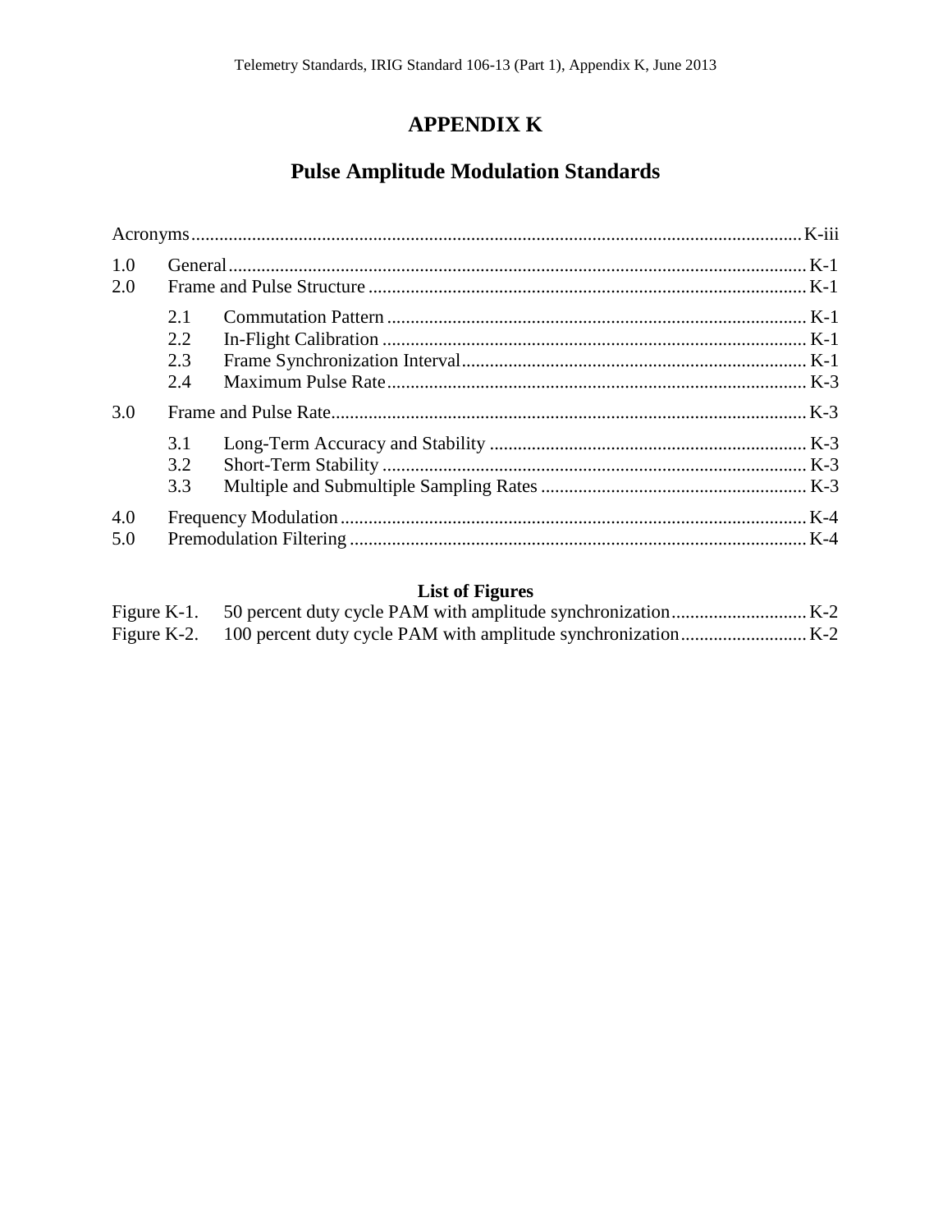# APPENDIX K

## Pulse Amplitude Modulation Standards

Acronyms ..... K-iii

1.0 General ..... K-1
2.0 Frame and Pulse Structure ..... K-1

- 2.1 Commutation Pattern ..... K-1
- 2.2 In-Flight Calibration ..... K-1
- 2.3 Frame Synchronization Interval ..... K-1
- 2.4 Maximum Pulse Rate ..... K-3

3.0 Frame and Pulse Rate ..... K-3

- 3.1 Long-Term Accuracy and Stability ..... K-3
- 3.2 Short-Term Stability ..... K-3
- 3.3 Multiple and Submultiple Sampling Rates ..... K-3

4.0 Frequency Modulation ..... K-4
5.0 Premodulation Filtering ..... K-4

### List of Figures

Figure K-1. 50 percent duty cycle PAM with amplitude synchronization ..... K-2
Figure K-2. 100 percent duty cycle PAM with amplitude synchronization ..... K-2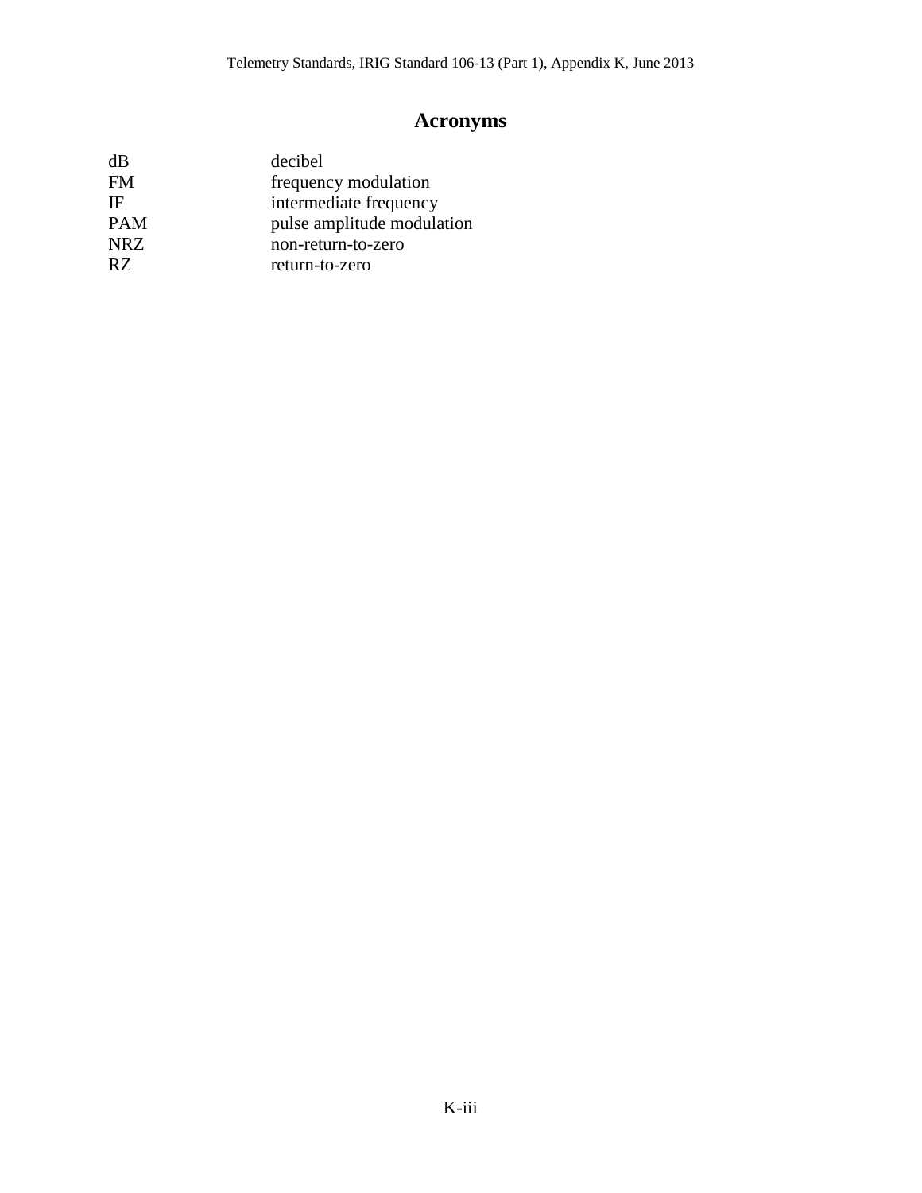# Acronyms

| | |
|---|---|
| dB | decibel |
| FM | frequency modulation |
| IF | intermediate frequency |
| PAM | pulse amplitude modulation |
| NRZ | non-return-to-zero |
| RZ | return-to-zero |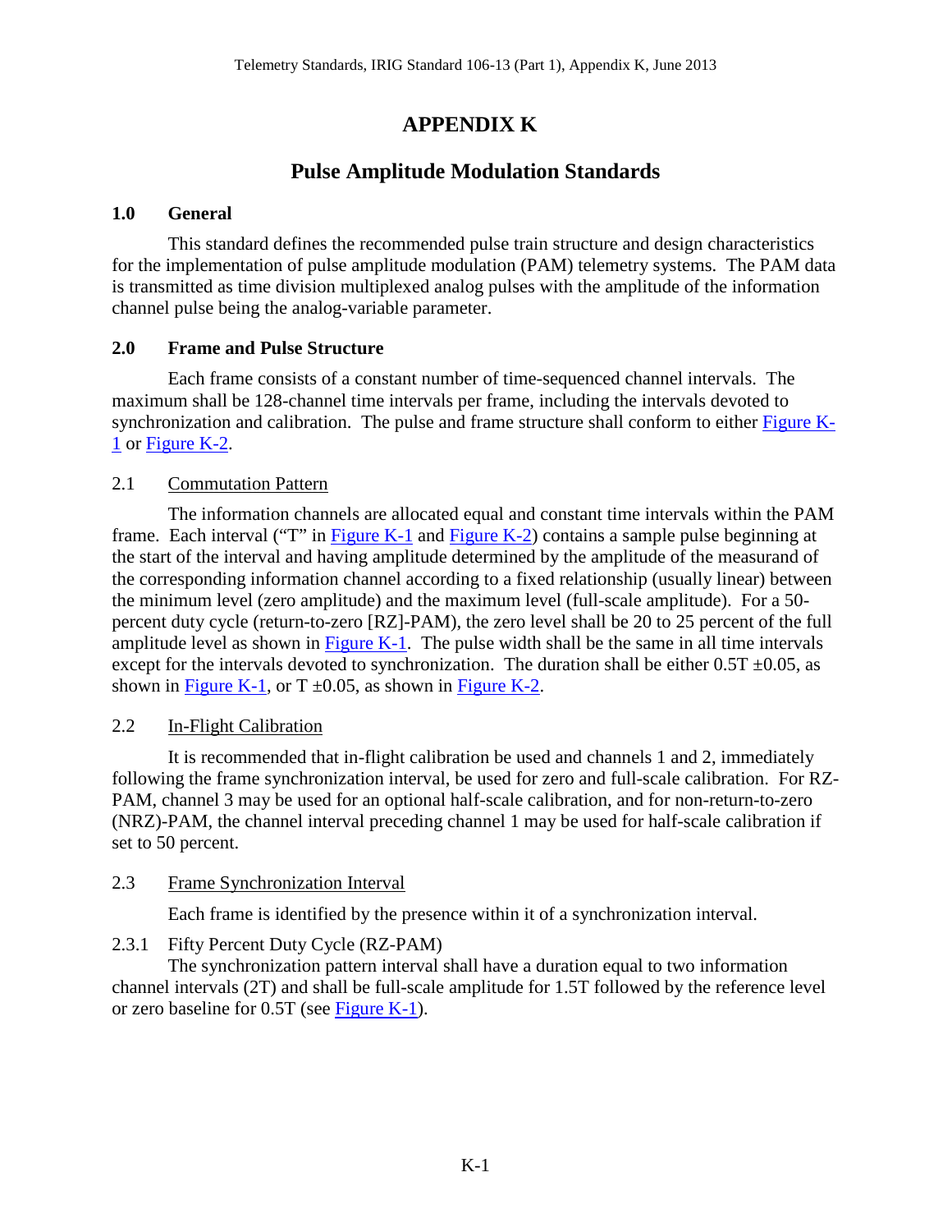# APPENDIX K

## Pulse Amplitude Modulation Standards

### 1.0 General

This standard defines the recommended pulse train structure and design characteristics for the implementation of pulse amplitude modulation (PAM) telemetry systems. The PAM data is transmitted as time division multiplexed analog pulses with the amplitude of the information channel pulse being the analog-variable parameter.

### 2.0 Frame and Pulse Structure

Each frame consists of a constant number of time-sequenced channel intervals. The maximum shall be 128-channel time intervals per frame, including the intervals devoted to synchronization and calibration. The pulse and frame structure shall conform to either Figure K-1 or Figure K-2.

#### 2.1 Commutation Pattern

The information channels are allocated equal and constant time intervals within the PAM frame. Each interval ("T" in Figure K-1 and Figure K-2) contains a sample pulse beginning at the start of the interval and having amplitude determined by the amplitude of the measurand of the corresponding information channel according to a fixed relationship (usually linear) between the minimum level (zero amplitude) and the maximum level (full-scale amplitude). For a 50-percent duty cycle (return-to-zero [RZ]-PAM), the zero level shall be 20 to 25 percent of the full amplitude level as shown in Figure K-1. The pulse width shall be the same in all time intervals except for the intervals devoted to synchronization. The duration shall be either 0.5T ±0.05, as shown in Figure K-1, or T ±0.05, as shown in Figure K-2.

#### 2.2 In-Flight Calibration

It is recommended that in-flight calibration be used and channels 1 and 2, immediately following the frame synchronization interval, be used for zero and full-scale calibration. For RZ-PAM, channel 3 may be used for an optional half-scale calibration, and for non-return-to-zero (NRZ)-PAM, the channel interval preceding channel 1 may be used for half-scale calibration if set to 50 percent.

#### 2.3 Frame Synchronization Interval

Each frame is identified by the presence within it of a synchronization interval.

##### 2.3.1 Fifty Percent Duty Cycle (RZ-PAM)

The synchronization pattern interval shall have a duration equal to two information channel intervals (2T) and shall be full-scale amplitude for 1.5T followed by the reference level or zero baseline for 0.5T (see Figure K-1).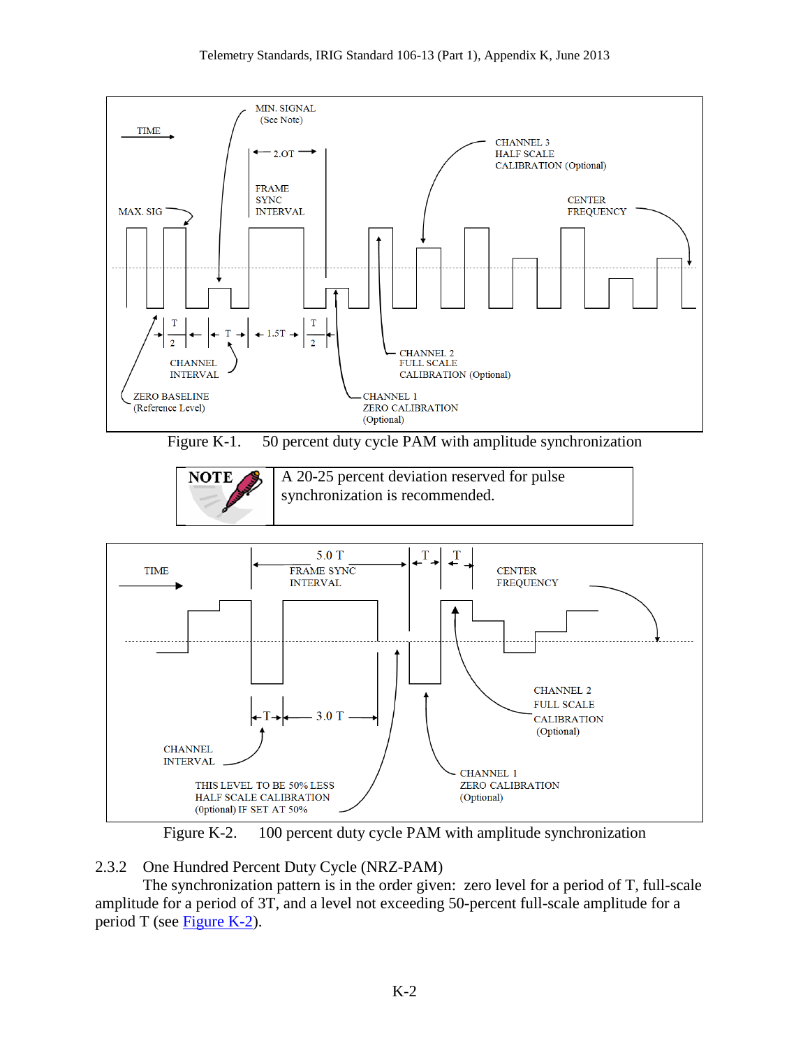Figure K-1. 50 percent duty cycle PAM with amplitude synchronization

| NOTE | A 20-25 percent deviation reserved for pulse synchronization is recommended. |
| --- | --- |

Figure K-2. 100 percent duty cycle PAM with amplitude synchronization

### 2.3.2 One Hundred Percent Duty Cycle (NRZ-PAM)

The synchronization pattern is in the order given: zero level for a period of T, full-scale amplitude for a period of 3T, and a level not exceeding 50-percent full-scale amplitude for a period T (see Figure K-2).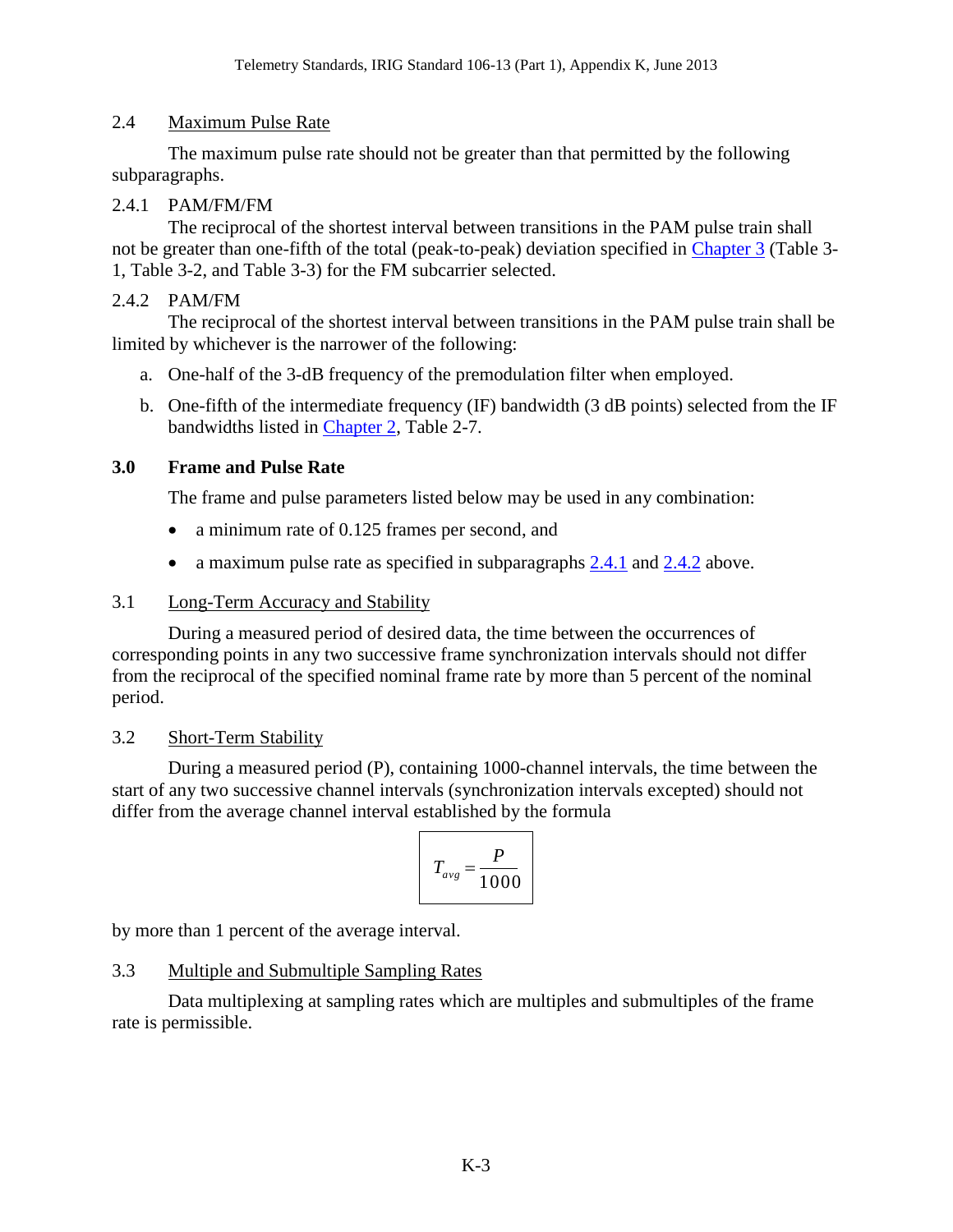### 2.4 Maximum Pulse Rate

The maximum pulse rate should not be greater than that permitted by the following subparagraphs.

#### 2.4.1 PAM/FM/FM

The reciprocal of the shortest interval between transitions in the PAM pulse train shall not be greater than one-fifth of the total (peak-to-peak) deviation specified in Chapter 3 (Table 3-1, Table 3-2, and Table 3-3) for the FM subcarrier selected.

#### 2.4.2 PAM/FM

The reciprocal of the shortest interval between transitions in the PAM pulse train shall be limited by whichever is the narrower of the following:

a. One-half of the 3-dB frequency of the premodulation filter when employed.

b. One-fifth of the intermediate frequency (IF) bandwidth (3 dB points) selected from the IF bandwidths listed in Chapter 2, Table 2-7.

## 3.0 Frame and Pulse Rate

The frame and pulse parameters listed below may be used in any combination:

- a minimum rate of 0.125 frames per second, and
- a maximum pulse rate as specified in subparagraphs 2.4.1 and 2.4.2 above.

### 3.1 Long-Term Accuracy and Stability

During a measured period of desired data, the time between the occurrences of corresponding points in any two successive frame synchronization intervals should not differ from the reciprocal of the specified nominal frame rate by more than 5 percent of the nominal period.

### 3.2 Short-Term Stability

During a measured period (P), containing 1000-channel intervals, the time between the start of any two successive channel intervals (synchronization intervals excepted) should not differ from the average channel interval established by the formula

$$T_{avg} = \frac{P}{1000}$$

by more than 1 percent of the average interval.

### 3.3 Multiple and Submultiple Sampling Rates

Data multiplexing at sampling rates which are multiples and submultiples of the frame rate is permissible.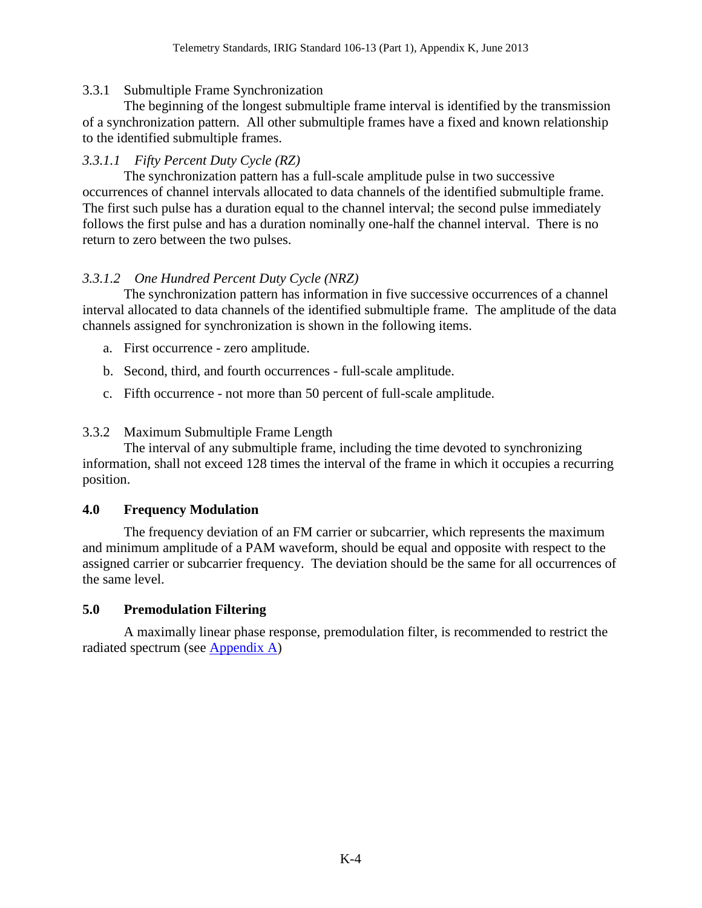### 3.3.1 Submultiple Frame Synchronization

The beginning of the longest submultiple frame interval is identified by the transmission of a synchronization pattern. All other submultiple frames have a fixed and known relationship to the identified submultiple frames.

#### *3.3.1.1 Fifty Percent Duty Cycle (RZ)*

The synchronization pattern has a full-scale amplitude pulse in two successive occurrences of channel intervals allocated to data channels of the identified submultiple frame. The first such pulse has a duration equal to the channel interval; the second pulse immediately follows the first pulse and has a duration nominally one-half the channel interval. There is no return to zero between the two pulses.

#### *3.3.1.2 One Hundred Percent Duty Cycle (NRZ)*

The synchronization pattern has information in five successive occurrences of a channel interval allocated to data channels of the identified submultiple frame. The amplitude of the data channels assigned for synchronization is shown in the following items.

a. First occurrence - zero amplitude.

b. Second, third, and fourth occurrences - full-scale amplitude.

c. Fifth occurrence - not more than 50 percent of full-scale amplitude.

### 3.3.2 Maximum Submultiple Frame Length

The interval of any submultiple frame, including the time devoted to synchronizing information, shall not exceed 128 times the interval of the frame in which it occupies a recurring position.

## **4.0 Frequency Modulation**

The frequency deviation of an FM carrier or subcarrier, which represents the maximum and minimum amplitude of a PAM waveform, should be equal and opposite with respect to the assigned carrier or subcarrier frequency. The deviation should be the same for all occurrences of the same level.

## **5.0 Premodulation Filtering**

A maximally linear phase response, premodulation filter, is recommended to restrict the radiated spectrum (see Appendix A)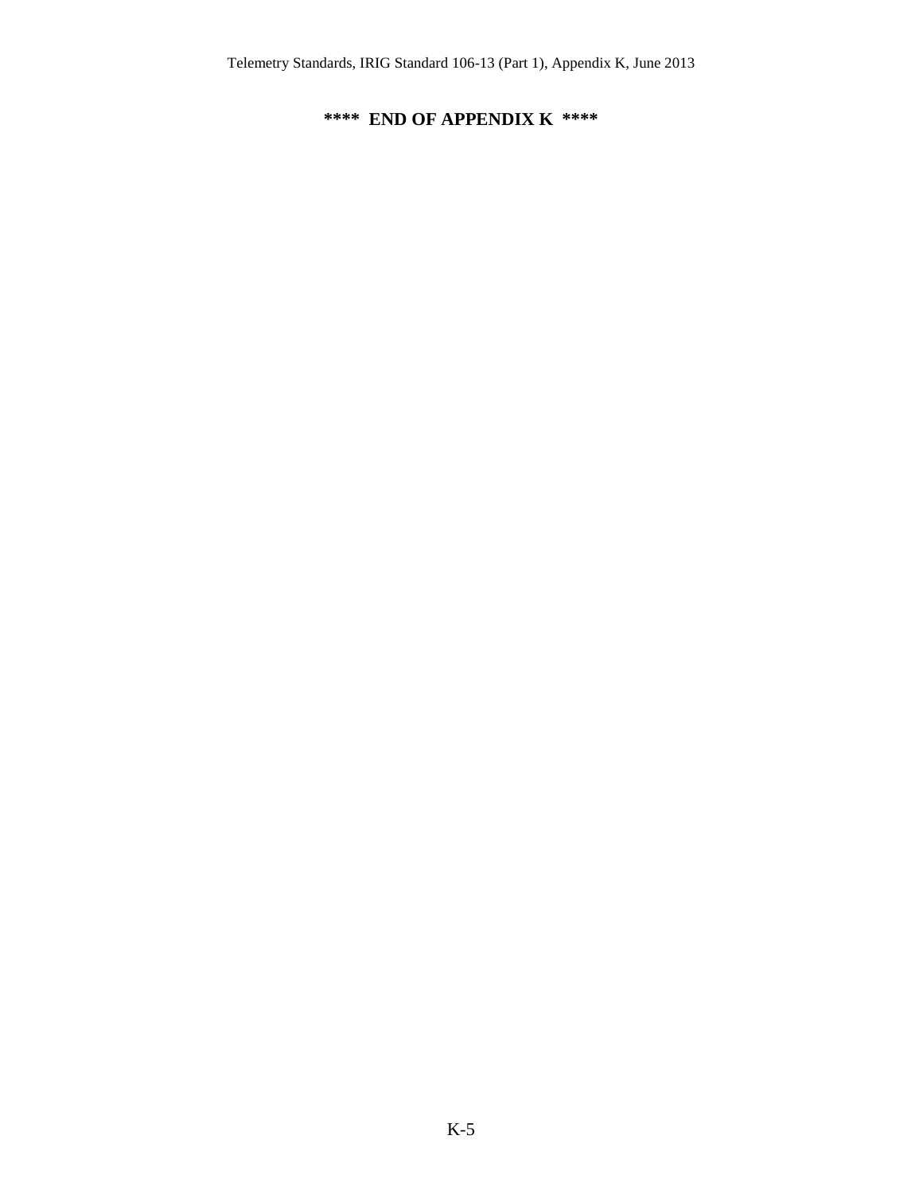**\*\*\*\*  END OF APPENDIX K  \*\*\*\***

******  END OF APPENDIX K  ****